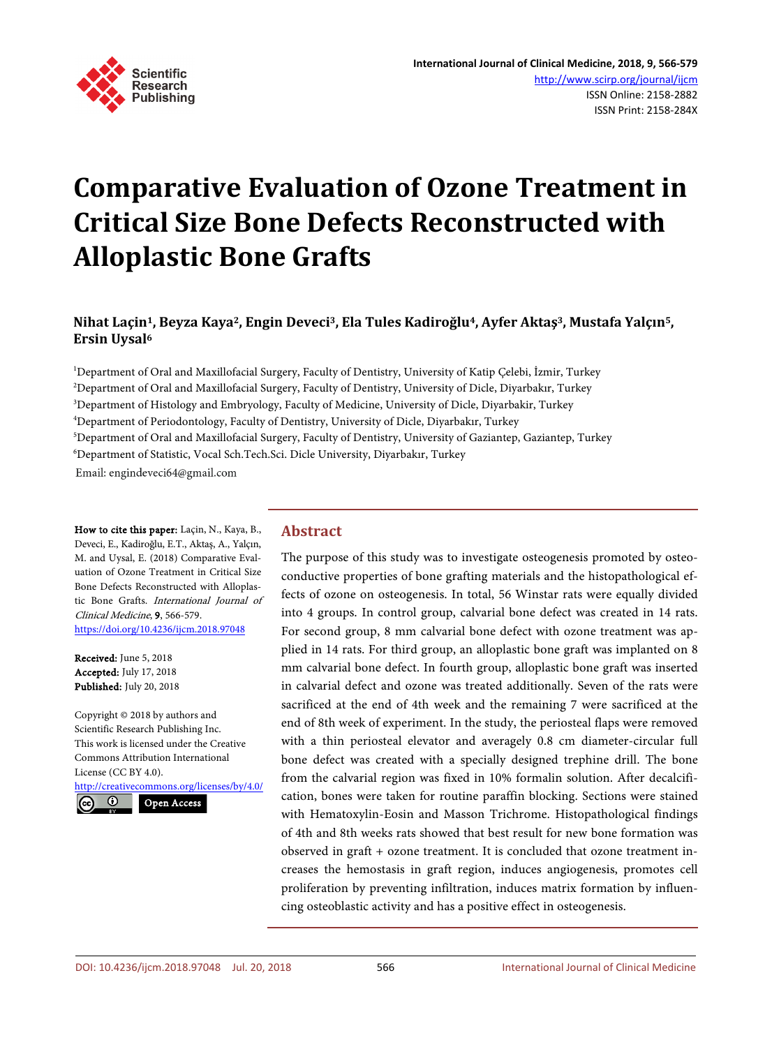# Comparative Evaluation of Ozone Treatment in Critical Size Bone Defects Reconstructed with Alloplastic Bone Grafts

**Nihat Laçin[1], Beyza Kaya[2], Engin Deveci[3], Ela Tules Kadiroğlu[4], Ayfer Aktaş[3], Mustafa Yalçın[5], Ersin Uysal[6]**

[1]Department of Oral and Maxillofacial Surgery, Faculty of Dentistry, University of Katip Çelebi, İzmir, Turkey
[2]Department of Oral and Maxillofacial Surgery, Faculty of Dentistry, University of Dicle, Diyarbakır, Turkey
[3]Department of Histology and Embryology, Faculty of Medicine, University of Dicle, Diyarbakir, Turkey
[4]Department of Periodontology, Faculty of Dentistry, University of Dicle, Diyarbakır, Turkey
[5]Department of Oral and Maxillofacial Surgery, Faculty of Dentistry, University of Gaziantep, Gaziantep, Turkey
[6]Department of Statistic, Vocal Sch.Tech.Sci. Dicle University, Diyarbakır, Turkey

Email: engindeveci64@gmail.com

**How to cite this paper:** Laçin, N., Kaya, B., Deveci, E., Kadiroğlu, E.T., Aktaş, A., Yalçın, M. and Uysal, E. (2018) Comparative Evaluation of Ozone Treatment in Critical Size Bone Defects Reconstructed with Alloplastic Bone Grafts. *International Journal of Clinical Medicine*, **9**, 566-579.
https://doi.org/10.4236/ijcm.2018.97048

**Received:** June 5, 2018
**Accepted:** July 17, 2018
**Published:** July 20, 2018

Copyright © 2018 by authors and Scientific Research Publishing Inc.
This work is licensed under the Creative Commons Attribution International License (CC BY 4.0).
http://creativecommons.org/licenses/by/4.0/

Open Access

## Abstract

The purpose of this study was to investigate osteogenesis promoted by osteoconductive properties of bone grafting materials and the histopathological effects of ozone on osteogenesis. In total, 56 Winstar rats were equally divided into 4 groups. In control group, calvarial bone defect was created in 14 rats. For second group, 8 mm calvarial bone defect with ozone treatment was applied in 14 rats. For third group, an alloplastic bone graft was implanted on 8 mm calvarial bone defect. In fourth group, alloplastic bone graft was inserted in calvarial defect and ozone was treated additionally. Seven of the rats were sacrificed at the end of 4th week and the remaining 7 were sacrificed at the end of 8th week of experiment. In the study, the periosteal flaps were removed with a thin periosteal elevator and averagely 0.8 cm diameter-circular full bone defect was created with a specially designed trephine drill. The bone from the calvarial region was fixed in 10% formalin solution. After decalcification, bones were taken for routine paraffin blocking. Sections were stained with Hematoxylin-Eosin and Masson Trichrome. Histopathological findings of 4th and 8th weeks rats showed that best result for new bone formation was observed in graft + ozone treatment. It is concluded that ozone treatment increases the hemostasis in graft region, induces angiogenesis, promotes cell proliferation by preventing infiltration, induces matrix formation by influencing osteoblastic activity and has a positive effect in osteogenesis.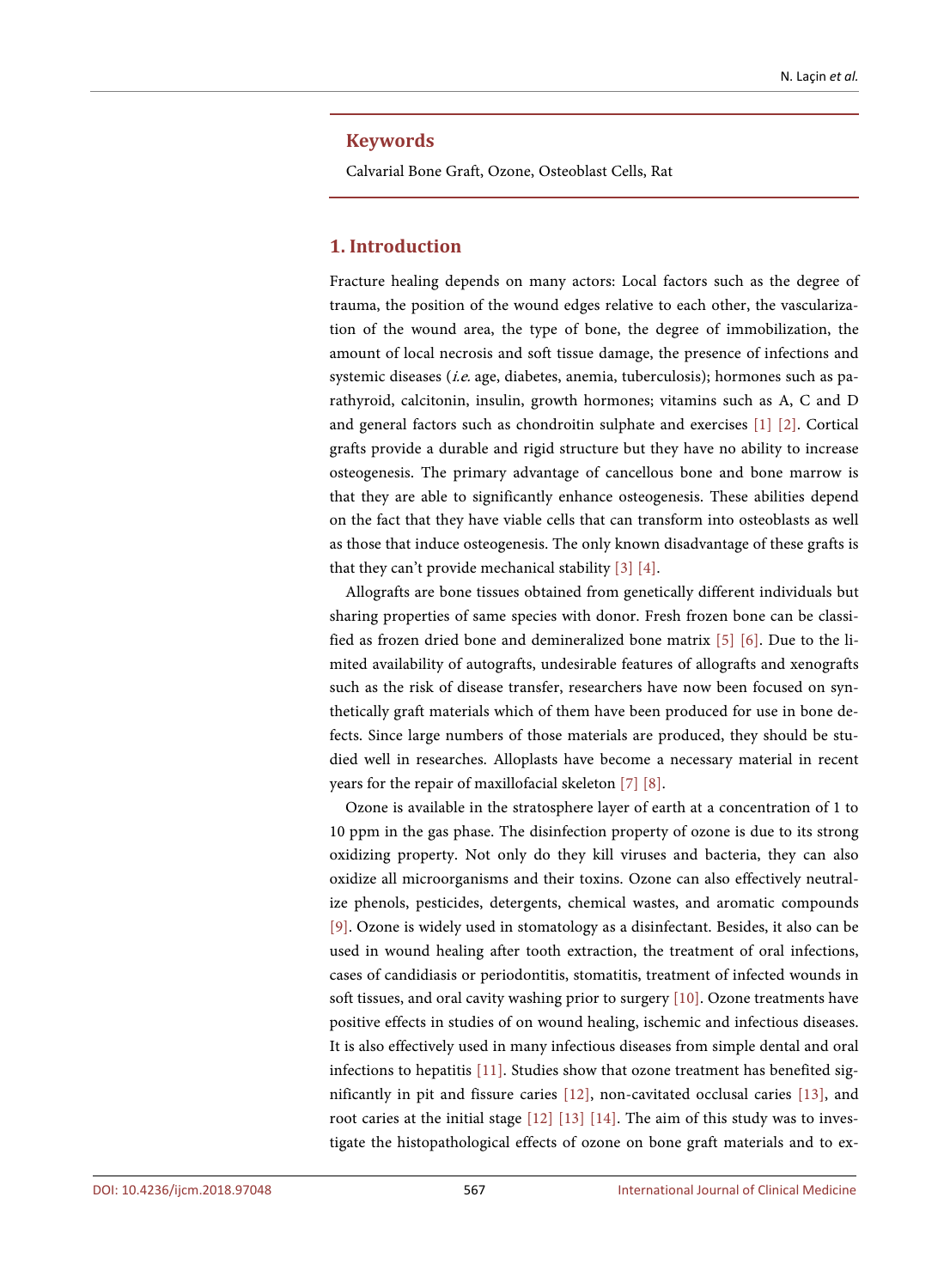## Keywords

Calvarial Bone Graft, Ozone, Osteoblast Cells, Rat

## 1. Introduction

Fracture healing depends on many actors: Local factors such as the degree of trauma, the position of the wound edges relative to each other, the vascularization of the wound area, the type of bone, the degree of immobilization, the amount of local necrosis and soft tissue damage, the presence of infections and systemic diseases (*i.e.* age, diabetes, anemia, tuberculosis); hormones such as parathyroid, calcitonin, insulin, growth hormones; vitamins such as A, C and D and general factors such as chondroitin sulphate and exercises [1] [2]. Cortical grafts provide a durable and rigid structure but they have no ability to increase osteogenesis. The primary advantage of cancellous bone and bone marrow is that they are able to significantly enhance osteogenesis. These abilities depend on the fact that they have viable cells that can transform into osteoblasts as well as those that induce osteogenesis. The only known disadvantage of these grafts is that they can't provide mechanical stability [3] [4].

Allografts are bone tissues obtained from genetically different individuals but sharing properties of same species with donor. Fresh frozen bone can be classified as frozen dried bone and demineralized bone matrix [5] [6]. Due to the limited availability of autografts, undesirable features of allografts and xenografts such as the risk of disease transfer, researchers have now been focused on synthetically graft materials which of them have been produced for use in bone defects. Since large numbers of those materials are produced, they should be studied well in researches. Alloplasts have become a necessary material in recent years for the repair of maxillofacial skeleton [7] [8].

Ozone is available in the stratosphere layer of earth at a concentration of 1 to 10 ppm in the gas phase. The disinfection property of ozone is due to its strong oxidizing property. Not only do they kill viruses and bacteria, they can also oxidize all microorganisms and their toxins. Ozone can also effectively neutralize phenols, pesticides, detergents, chemical wastes, and aromatic compounds [9]. Ozone is widely used in stomatology as a disinfectant. Besides, it also can be used in wound healing after tooth extraction, the treatment of oral infections, cases of candidiasis or periodontitis, stomatitis, treatment of infected wounds in soft tissues, and oral cavity washing prior to surgery [10]. Ozone treatments have positive effects in studies of on wound healing, ischemic and infectious diseases. It is also effectively used in many infectious diseases from simple dental and oral infections to hepatitis [11]. Studies show that ozone treatment has benefited significantly in pit and fissure caries [12], non-cavitated occlusal caries [13], and root caries at the initial stage [12] [13] [14]. The aim of this study was to investigate the histopathological effects of ozone on bone graft materials and to ex-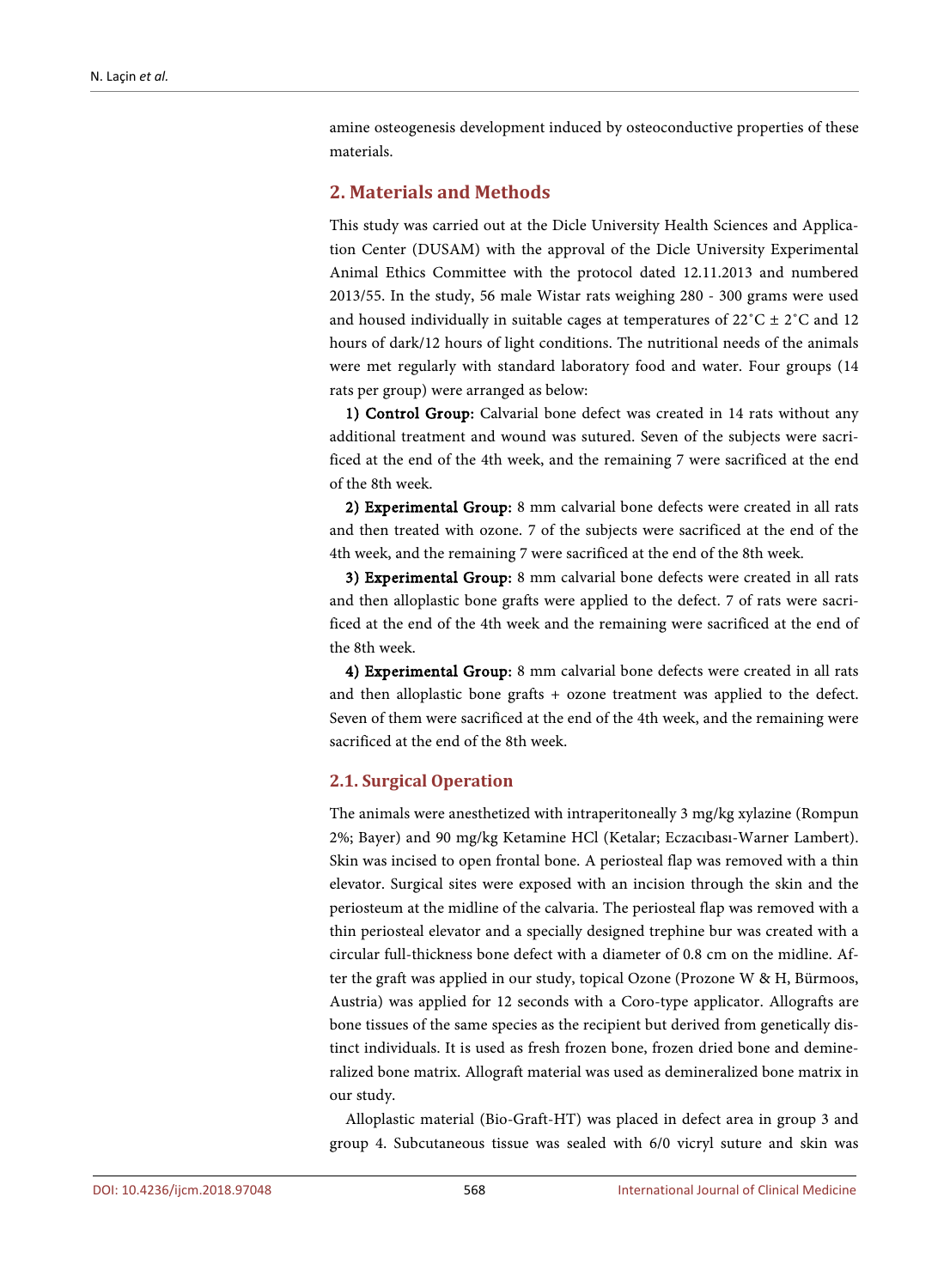amine osteogenesis development induced by osteoconductive properties of these materials.

## 2. Materials and Methods

This study was carried out at the Dicle University Health Sciences and Application Center (DUSAM) with the approval of the Dicle University Experimental Animal Ethics Committee with the protocol dated 12.11.2013 and numbered 2013/55. In the study, 56 male Wistar rats weighing 280 - 300 grams were used and housed individually in suitable cages at temperatures of 22˚C ± 2˚C and 12 hours of dark/12 hours of light conditions. The nutritional needs of the animals were met regularly with standard laboratory food and water. Four groups (14 rats per group) were arranged as below:

1) **Control Group:** Calvarial bone defect was created in 14 rats without any additional treatment and wound was sutured. Seven of the subjects were sacrificed at the end of the 4th week, and the remaining 7 were sacrificed at the end of the 8th week.

2) **Experimental Group:** 8 mm calvarial bone defects were created in all rats and then treated with ozone. 7 of the subjects were sacrificed at the end of the 4th week, and the remaining 7 were sacrificed at the end of the 8th week.

3) **Experimental Group:** 8 mm calvarial bone defects were created in all rats and then alloplastic bone grafts were applied to the defect. 7 of rats were sacrificed at the end of the 4th week and the remaining were sacrificed at the end of the 8th week.

4) **Experimental Group:** 8 mm calvarial bone defects were created in all rats and then alloplastic bone grafts + ozone treatment was applied to the defect. Seven of them were sacrificed at the end of the 4th week, and the remaining were sacrificed at the end of the 8th week.

### 2.1. Surgical Operation

The animals were anesthetized with intraperitoneally 3 mg/kg xylazine (Rompun 2%; Bayer) and 90 mg/kg Ketamine HCl (Ketalar; Eczacıbası-Warner Lambert). Skin was incised to open frontal bone. A periosteal flap was removed with a thin elevator. Surgical sites were exposed with an incision through the skin and the periosteum at the midline of the calvaria. The periosteal flap was removed with a thin periosteal elevator and a specially designed trephine bur was created with a circular full-thickness bone defect with a diameter of 0.8 cm on the midline. After the graft was applied in our study, topical Ozone (Prozone W & H, Bürmoos, Austria) was applied for 12 seconds with a Coro-type applicator. Allografts are bone tissues of the same species as the recipient but derived from genetically distinct individuals. It is used as fresh frozen bone, frozen dried bone and demineralized bone matrix. Allograft material was used as demineralized bone matrix in our study.

Alloplastic material (Bio-Graft-HT) was placed in defect area in group 3 and group 4. Subcutaneous tissue was sealed with 6/0 vicryl suture and skin was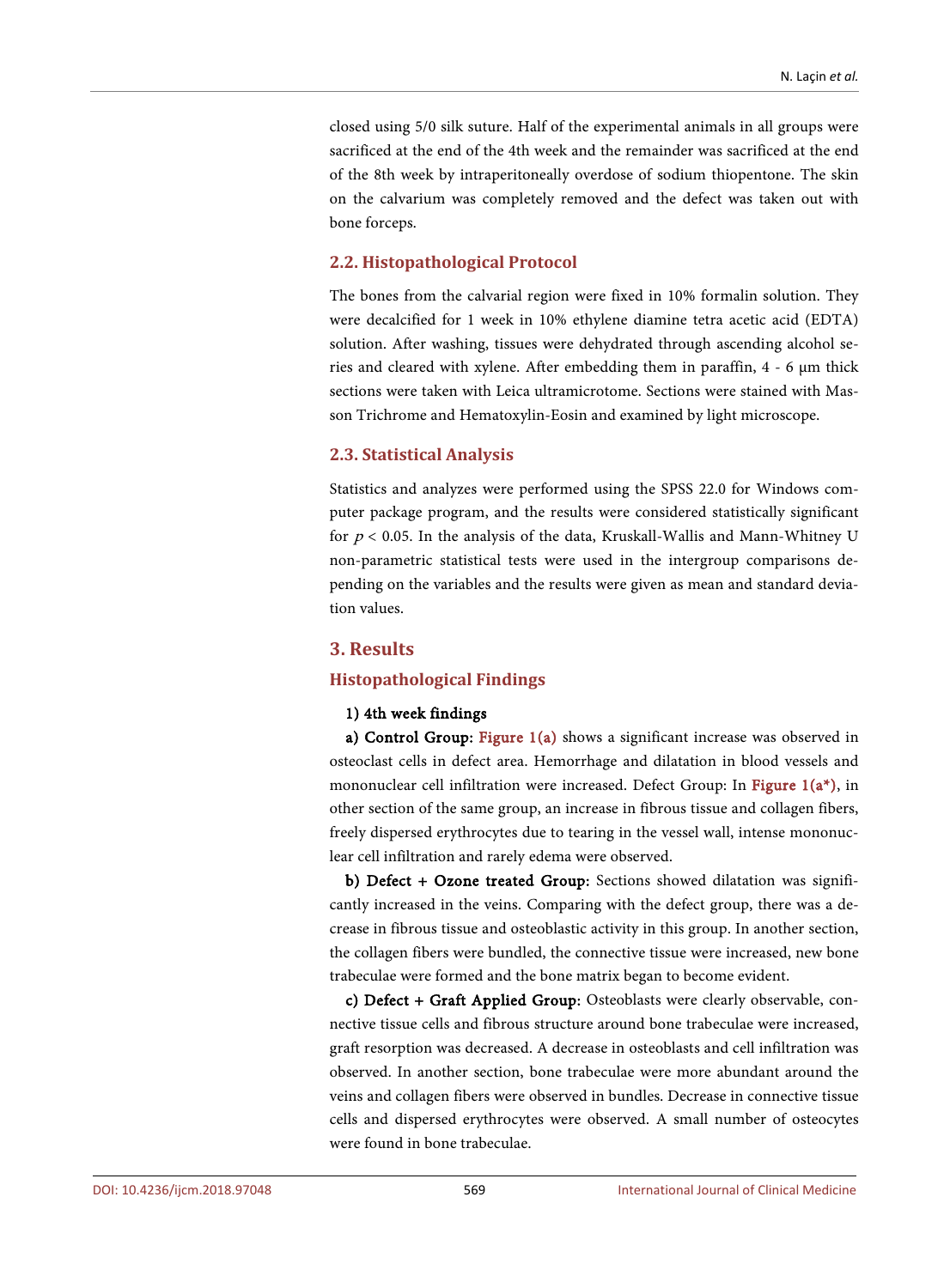closed using 5/0 silk suture. Half of the experimental animals in all groups were sacrificed at the end of the 4th week and the remainder was sacrificed at the end of the 8th week by intraperitoneally overdose of sodium thiopentone. The skin on the calvarium was completely removed and the defect was taken out with bone forceps.

### 2.2. Histopathological Protocol

The bones from the calvarial region were fixed in 10% formalin solution. They were decalcified for 1 week in 10% ethylene diamine tetra acetic acid (EDTA) solution. After washing, tissues were dehydrated through ascending alcohol series and cleared with xylene. After embedding them in paraffin, 4 - 6 μm thick sections were taken with Leica ultramicrotome. Sections were stained with Masson Trichrome and Hematoxylin-Eosin and examined by light microscope.

### 2.3. Statistical Analysis

Statistics and analyzes were performed using the SPSS 22.0 for Windows computer package program, and the results were considered statistically significant for $p < 0.05$. In the analysis of the data, Kruskall-Wallis and Mann-Whitney U non-parametric statistical tests were used in the intergroup comparisons depending on the variables and the results were given as mean and standard deviation values.

## 3. Results

### Histopathological Findings

**1) 4th week findings**

**a) Control Group:** Figure 1(a) shows a significant increase was observed in osteoclast cells in defect area. Hemorrhage and dilatation in blood vessels and mononuclear cell infiltration were increased. Defect Group: In Figure 1(a*), in other section of the same group, an increase in fibrous tissue and collagen fibers, freely dispersed erythrocytes due to tearing in the vessel wall, intense mononuclear cell infiltration and rarely edema were observed.

**b) Defect + Ozone treated Group:** Sections showed dilatation was significantly increased in the veins. Comparing with the defect group, there was a decrease in fibrous tissue and osteoblastic activity in this group. In another section, the collagen fibers were bundled, the connective tissue were increased, new bone trabeculae were formed and the bone matrix began to become evident.

**c) Defect + Graft Applied Group:** Osteoblasts were clearly observable, connective tissue cells and fibrous structure around bone trabeculae were increased, graft resorption was decreased. A decrease in osteoblasts and cell infiltration was observed. In another section, bone trabeculae were more abundant around the veins and collagen fibers were observed in bundles. Decrease in connective tissue cells and dispersed erythrocytes were observed. A small number of osteocytes were found in bone trabeculae.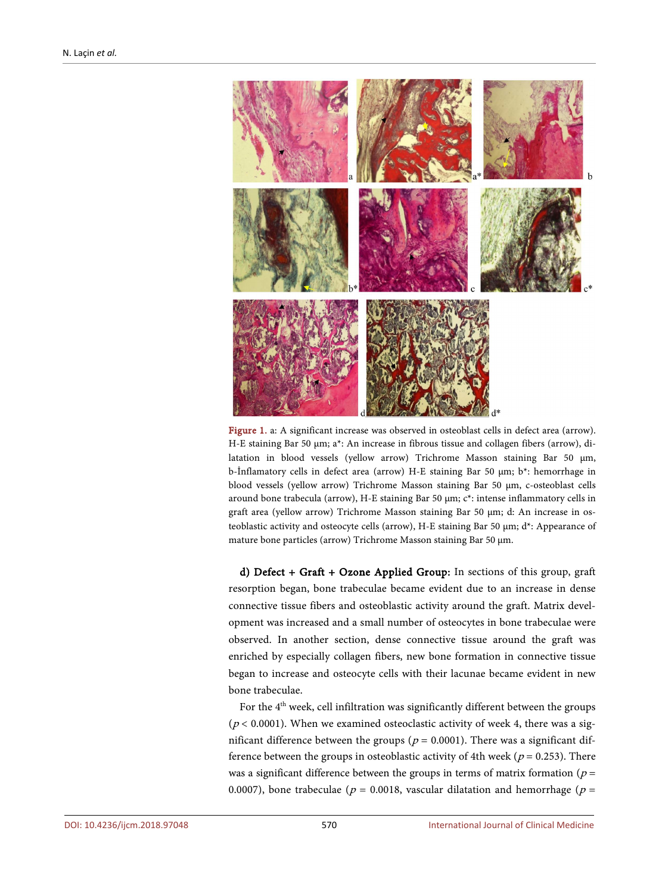Figure 1. a: A significant increase was observed in osteoblast cells in defect area (arrow). H-E staining Bar 50 μm; a*: An increase in fibrous tissue and collagen fibers (arrow), dilatation in blood vessels (yellow arrow) Trichrome Masson staining Bar 50 μm, b-İnflamatory cells in defect area (arrow) H-E staining Bar 50 μm; b*: hemorrhage in blood vessels (yellow arrow) Trichrome Masson staining Bar 50 μm, c-osteoblast cells around bone trabecula (arrow), H-E staining Bar 50 μm; c*: intense inflammatory cells in graft area (yellow arrow) Trichrome Masson staining Bar 50 μm; d: An increase in osteoblastic activity and osteocyte cells (arrow), H-E staining Bar 50 μm; d*: Appearance of mature bone particles (arrow) Trichrome Masson staining Bar 50 μm.

**d) Defect + Graft + Ozone Applied Group:** In sections of this group, graft resorption began, bone trabeculae became evident due to an increase in dense connective tissue fibers and osteoblastic activity around the graft. Matrix development was increased and a small number of osteocytes in bone trabeculae were observed. In another section, dense connective tissue around the graft was enriched by especially collagen fibers, new bone formation in connective tissue began to increase and osteocyte cells with their lacunae became evident in new bone trabeculae.

For the 4th week, cell infiltration was significantly different between the groups ($p < 0.0001$). When we examined osteoclastic activity of week 4, there was a significant difference between the groups ($p = 0.0001$). There was a significant difference between the groups in osteoblastic activity of 4th week ($p = 0.253$). There was a significant difference between the groups in terms of matrix formation ($p = 0.0007$), bone trabeculae ($p = 0.0018$, vascular dilatation and hemorrhage ($p =$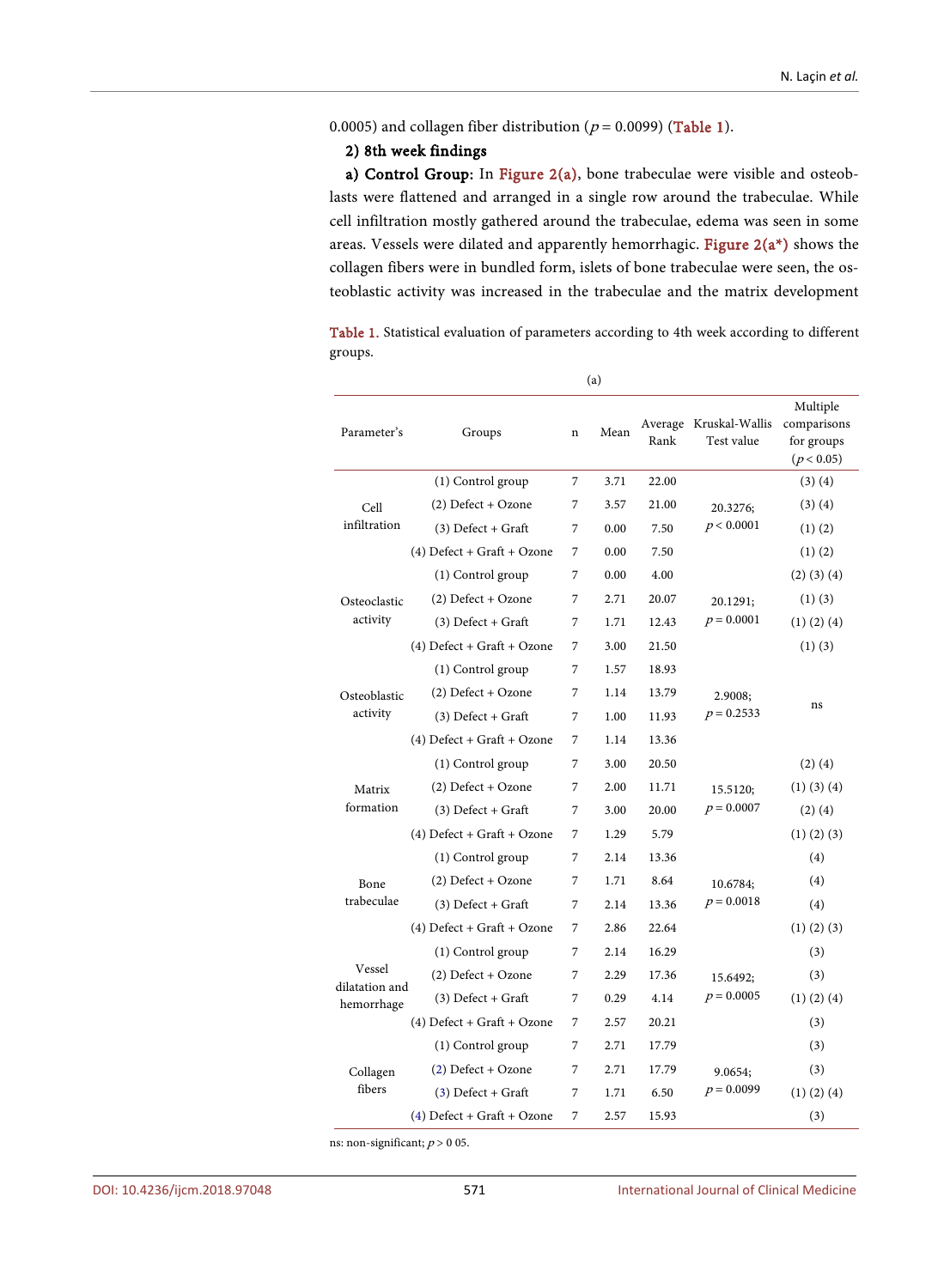0.0005) and collagen fiber distribution ($p = 0.0099$) (Table 1).

**2) 8th week findings**

**a) Control Group:** In Figure 2(a), bone trabeculae were visible and osteoblasts were flattened and arranged in a single row around the trabeculae. While cell infiltration mostly gathered around the trabeculae, edema was seen in some areas. Vessels were dilated and apparently hemorrhagic. Figure 2(a*) shows the collagen fibers were in bundled form, islets of bone trabeculae were seen, the osteoblastic activity was increased in the trabeculae and the matrix development

Table 1. Statistical evaluation of parameters according to 4th week according to different groups.

(a)

| Parameter's | Groups | n | Mean | Average Rank | Kruskal-Wallis Test value | Multiple comparisons for groups ($p < 0.05$) |
|---|---|---|---|---|---|---|
| Cell infiltration | (1) Control group | 7 | 3.71 | 22.00 | 20.3276; $p < 0.0001$ | (3) (4) |
| | (2) Defect + Ozone | 7 | 3.57 | 21.00 | | (3) (4) |
| | (3) Defect + Graft | 7 | 0.00 | 7.50 | | (1) (2) |
| | (4) Defect + Graft + Ozone | 7 | 0.00 | 7.50 | | (1) (2) |
| Osteoclastic activity | (1) Control group | 7 | 0.00 | 4.00 | 20.1291; $p = 0.0001$ | (2) (3) (4) |
| | (2) Defect + Ozone | 7 | 2.71 | 20.07 | | (1) (3) |
| | (3) Defect + Graft | 7 | 1.71 | 12.43 | | (1) (2) (4) |
| | (4) Defect + Graft + Ozone | 7 | 3.00 | 21.50 | | (1) (3) |
| Osteoblastic activity | (1) Control group | 7 | 1.57 | 18.93 | 2.9008; $p = 0.2533$ | ns |
| | (2) Defect + Ozone | 7 | 1.14 | 13.79 | | |
| | (3) Defect + Graft | 7 | 1.00 | 11.93 | | |
| | (4) Defect + Graft + Ozone | 7 | 1.14 | 13.36 | | |
| Matrix formation | (1) Control group | 7 | 3.00 | 20.50 | 15.5120; $p = 0.0007$ | (2) (4) |
| | (2) Defect + Ozone | 7 | 2.00 | 11.71 | | (1) (3) (4) |
| | (3) Defect + Graft | 7 | 3.00 | 20.00 | | (2) (4) |
| | (4) Defect + Graft + Ozone | 7 | 1.29 | 5.79 | | (1) (2) (3) |
| Bone trabeculae | (1) Control group | 7 | 2.14 | 13.36 | 10.6784; $p = 0.0018$ | (4) |
| | (2) Defect + Ozone | 7 | 1.71 | 8.64 | | (4) |
| | (3) Defect + Graft | 7 | 2.14 | 13.36 | | (4) |
| | (4) Defect + Graft + Ozone | 7 | 2.86 | 22.64 | | (1) (2) (3) |
| Vessel dilatation and hemorrhage | (1) Control group | 7 | 2.14 | 16.29 | 15.6492; $p = 0.0005$ | (3) |
| | (2) Defect + Ozone | 7 | 2.29 | 17.36 | | (3) |
| | (3) Defect + Graft | 7 | 0.29 | 4.14 | | (1) (2) (4) |
| | (4) Defect + Graft + Ozone | 7 | 2.57 | 20.21 | | (3) |
| Collagen fibers | (1) Control group | 7 | 2.71 | 17.79 | 9.0654; $p = 0.0099$ | (3) |
| | (2) Defect + Ozone | 7 | 2.71 | 17.79 | | (3) |
| | (3) Defect + Graft | 7 | 1.71 | 6.50 | | (1) (2) (4) |
| | (4) Defect + Graft + Ozone | 7 | 2.57 | 15.93 | | (3) |

ns: non-significant; $p > 0\ 05$.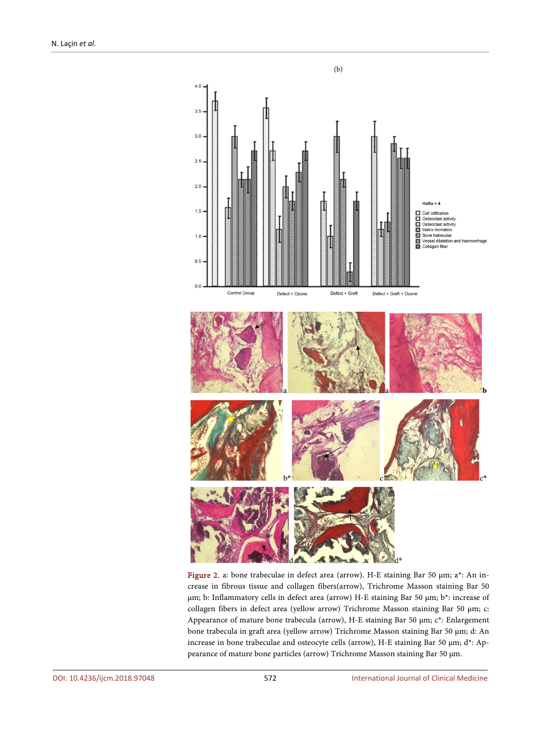(b)

Figure 2. a: bone trabeculae in defect area (arrow). H-E staining Bar 50 µm; a*: An increase in fibrous tissue and collagen fibers(arrow), Trichrome Masson staining Bar 50 µm; b: Inflammatory cells in defect area (arrow) H-E staining Bar 50 µm; b*: increase of collagen fibers in defect area (yellow arrow) Trichrome Masson staining Bar 50 µm; c: Appearance of mature bone trabecula (arrow), H-E staining Bar 50 µm; c*: Enlargement bone trabecula in graft area (yellow arrow) Trichrome Masson staining Bar 50 µm; d: An increase in bone trabeculae and osteocyte cells (arrow), H-E staining Bar 50 µm; d*: Appearance of mature bone particles (arrow) Trichrome Masson staining Bar 50 µm.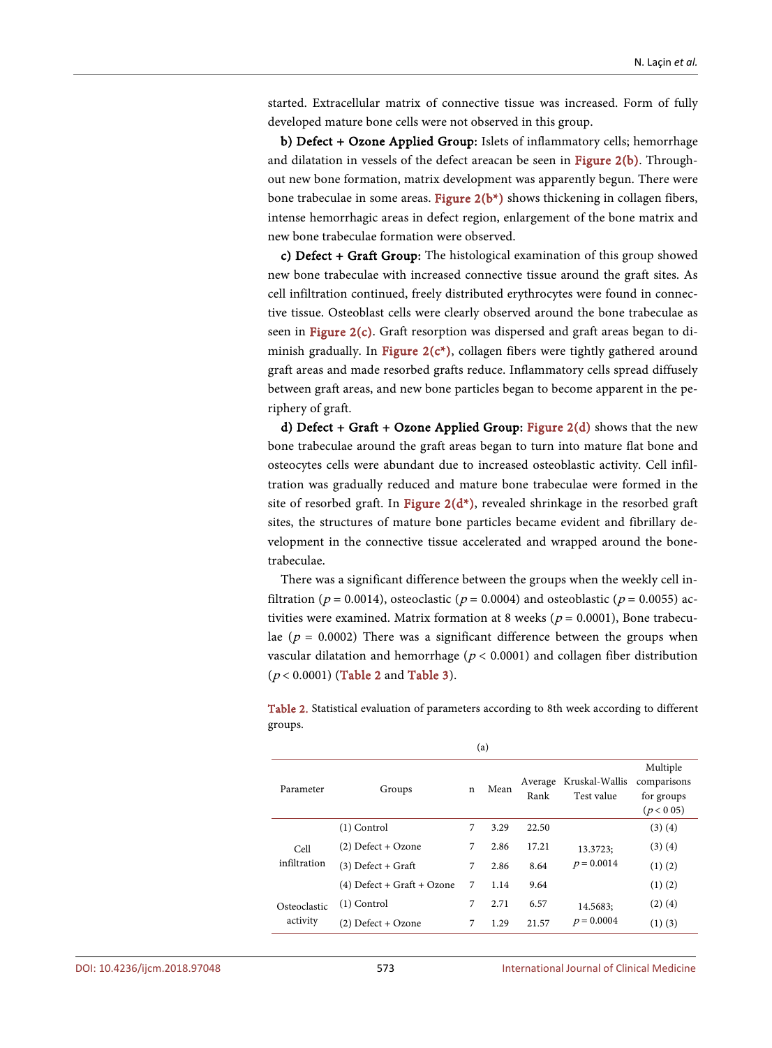started. Extracellular matrix of connective tissue was increased. Form of fully developed mature bone cells were not observed in this group.

**b) Defect + Ozone Applied Group:** Islets of inflammatory cells; hemorrhage and dilatation in vessels of the defect areacan be seen in Figure 2(b). Throughout new bone formation, matrix development was apparently begun. There were bone trabeculae in some areas. Figure 2(b*) shows thickening in collagen fibers, intense hemorrhagic areas in defect region, enlargement of the bone matrix and new bone trabeculae formation were observed.

**c) Defect + Graft Group:** The histological examination of this group showed new bone trabeculae with increased connective tissue around the graft sites. As cell infiltration continued, freely distributed erythrocytes were found in connective tissue. Osteoblast cells were clearly observed around the bone trabeculae as seen in Figure 2(c). Graft resorption was dispersed and graft areas began to diminish gradually. In Figure 2(c*), collagen fibers were tightly gathered around graft areas and made resorbed grafts reduce. Inflammatory cells spread diffusely between graft areas, and new bone particles began to become apparent in the periphery of graft.

**d) Defect + Graft + Ozone Applied Group:** Figure 2(d) shows that the new bone trabeculae around the graft areas began to turn into mature flat bone and osteocytes cells were abundant due to increased osteoblastic activity. Cell infiltration was gradually reduced and mature bone trabeculae were formed in the site of resorbed graft. In Figure 2(d*), revealed shrinkage in the resorbed graft sites, the structures of mature bone particles became evident and fibrillary development in the connective tissue accelerated and wrapped around the bone-trabeculae.

There was a significant difference between the groups when the weekly cell infiltration ($p = 0.0014$), osteoclastic ($p = 0.0004$) and osteoblastic ($p = 0.0055$) activities were examined. Matrix formation at 8 weeks ($p = 0.0001$), Bone trabeculae ($p = 0.0002$) There was a significant difference between the groups when vascular dilatation and hemorrhage ($p < 0.0001$) and collagen fiber distribution ($p < 0.0001$) (Table 2 and Table 3).

Table 2. Statistical evaluation of parameters according to 8th week according to different groups.

(a)

| Parameter | Groups | n | Mean | Average Rank | Kruskal-Wallis Test value | Multiple comparisons for groups ($p < 0\ 05$) |
|---|---|---|---|---|---|---|
| Cell infiltration | (1) Control | 7 | 3.29 | 22.50 | 13.3723; $p = 0.0014$ | (3) (4) |
| | (2) Defect + Ozone | 7 | 2.86 | 17.21 | | (3) (4) |
| | (3) Defect + Graft | 7 | 2.86 | 8.64 | | (1) (2) |
| | (4) Defect + Graft + Ozone | 7 | 1.14 | 9.64 | | (1) (2) |
| Osteoclastic activity | (1) Control | 7 | 2.71 | 6.57 | 14.5683; $p = 0.0004$ | (2) (4) |
| | (2) Defect + Ozone | 7 | 1.29 | 21.57 | | (1) (3) |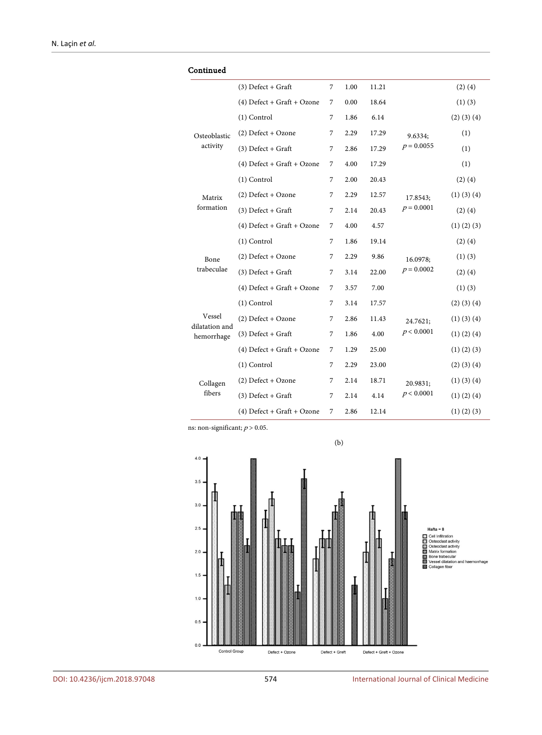Continued

| | | | | | | |
|---|---|---|---|---|---|---|
| | (3) Defect + Graft | 7 | 1.00 | 11.21 | | (2) (4) |
| | (4) Defect + Graft + Ozone | 7 | 0.00 | 18.64 | | (1) (3) |
| Osteoblastic activity | (1) Control | 7 | 1.86 | 6.14 | 9.6334; $p = 0.0055$ | (2) (3) (4) |
| | (2) Defect + Ozone | 7 | 2.29 | 17.29 | | (1) |
| | (3) Defect + Graft | 7 | 2.86 | 17.29 | | (1) |
| | (4) Defect + Graft + Ozone | 7 | 4.00 | 17.29 | | (1) |
| Matrix formation | (1) Control | 7 | 2.00 | 20.43 | 17.8543; $p = 0.0001$ | (2) (4) |
| | (2) Defect + Ozone | 7 | 2.29 | 12.57 | | (1) (3) (4) |
| | (3) Defect + Graft | 7 | 2.14 | 20.43 | | (2) (4) |
| | (4) Defect + Graft + Ozone | 7 | 4.00 | 4.57 | | (1) (2) (3) |
| Bone trabeculae | (1) Control | 7 | 1.86 | 19.14 | 16.0978; $p = 0.0002$ | (2) (4) |
| | (2) Defect + Ozone | 7 | 2.29 | 9.86 | | (1) (3) |
| | (3) Defect + Graft | 7 | 3.14 | 22.00 | | (2) (4) |
| | (4) Defect + Graft + Ozone | 7 | 3.57 | 7.00 | | (1) (3) |
| Vessel dilatation and hemorrhage | (1) Control | 7 | 3.14 | 17.57 | 24.7621; $p < 0.0001$ | (2) (3) (4) |
| | (2) Defect + Ozone | 7 | 2.86 | 11.43 | | (1) (3) (4) |
| | (3) Defect + Graft | 7 | 1.86 | 4.00 | | (1) (2) (4) |
| | (4) Defect + Graft + Ozone | 7 | 1.29 | 25.00 | | (1) (2) (3) |
| Collagen fibers | (1) Control | 7 | 2.29 | 23.00 | 20.9831; $p < 0.0001$ | (2) (3) (4) |
| | (2) Defect + Ozone | 7 | 2.14 | 18.71 | | (1) (3) (4) |
| | (3) Defect + Graft | 7 | 2.14 | 4.14 | | (1) (2) (4) |
| | (4) Defect + Graft + Ozone | 7 | 2.86 | 12.14 | | (1) (2) (3) |

ns: non-significant; $p > 0.05$.

(b)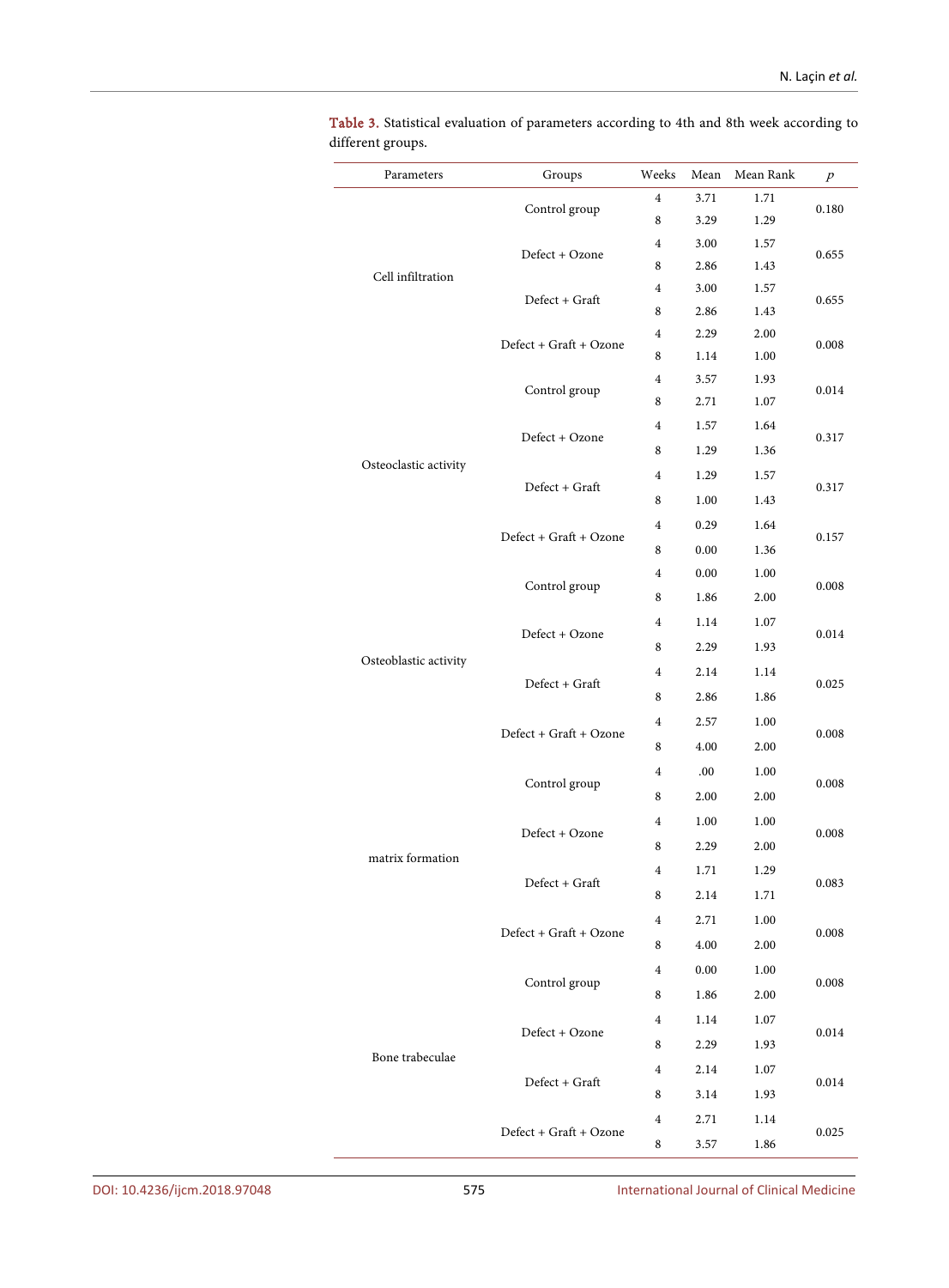**Table 3.** Statistical evaluation of parameters according to 4th and 8th week according to different groups.

| Parameters | Groups | Weeks | Mean | Mean Rank | *p* |
|---|---|---|---|---|---|
| Cell infiltration | Control group | 4 | 3.71 | 1.71 | 0.180 |
| | | 8 | 3.29 | 1.29 | |
| | Defect + Ozone | 4 | 3.00 | 1.57 | 0.655 |
| | | 8 | 2.86 | 1.43 | |
| | Defect + Graft | 4 | 3.00 | 1.57 | 0.655 |
| | | 8 | 2.86 | 1.43 | |
| | Defect + Graft + Ozone | 4 | 2.29 | 2.00 | 0.008 |
| | | 8 | 1.14 | 1.00 | |
| Osteoclastic activity | Control group | 4 | 3.57 | 1.93 | 0.014 |
| | | 8 | 2.71 | 1.07 | |
| | Defect + Ozone | 4 | 1.57 | 1.64 | 0.317 |
| | | 8 | 1.29 | 1.36 | |
| | Defect + Graft | 4 | 1.29 | 1.57 | 0.317 |
| | | 8 | 1.00 | 1.43 | |
| | Defect + Graft + Ozone | 4 | 0.29 | 1.64 | 0.157 |
| | | 8 | 0.00 | 1.36 | |
| Osteoblastic activity | Control group | 4 | 0.00 | 1.00 | 0.008 |
| | | 8 | 1.86 | 2.00 | |
| | Defect + Ozone | 4 | 1.14 | 1.07 | 0.014 |
| | | 8 | 2.29 | 1.93 | |
| | Defect + Graft | 4 | 2.14 | 1.14 | 0.025 |
| | | 8 | 2.86 | 1.86 | |
| | Defect + Graft + Ozone | 4 | 2.57 | 1.00 | 0.008 |
| | | 8 | 4.00 | 2.00 | |
| matrix formation | Control group | 4 | .00 | 1.00 | 0.008 |
| | | 8 | 2.00 | 2.00 | |
| | Defect + Ozone | 4 | 1.00 | 1.00 | 0.008 |
| | | 8 | 2.29 | 2.00 | |
| | Defect + Graft | 4 | 1.71 | 1.29 | 0.083 |
| | | 8 | 2.14 | 1.71 | |
| | Defect + Graft + Ozone | 4 | 2.71 | 1.00 | 0.008 |
| | | 8 | 4.00 | 2.00 | |
| Bone trabeculae | Control group | 4 | 0.00 | 1.00 | 0.008 |
| | | 8 | 1.86 | 2.00 | |
| | Defect + Ozone | 4 | 1.14 | 1.07 | 0.014 |
| | | 8 | 2.29 | 1.93 | |
| | Defect + Graft | 4 | 2.14 | 1.07 | 0.014 |
| | | 8 | 3.14 | 1.93 | |
| | Defect + Graft + Ozone | 4 | 2.71 | 1.14 | 0.025 |
| | | 8 | 3.57 | 1.86 | |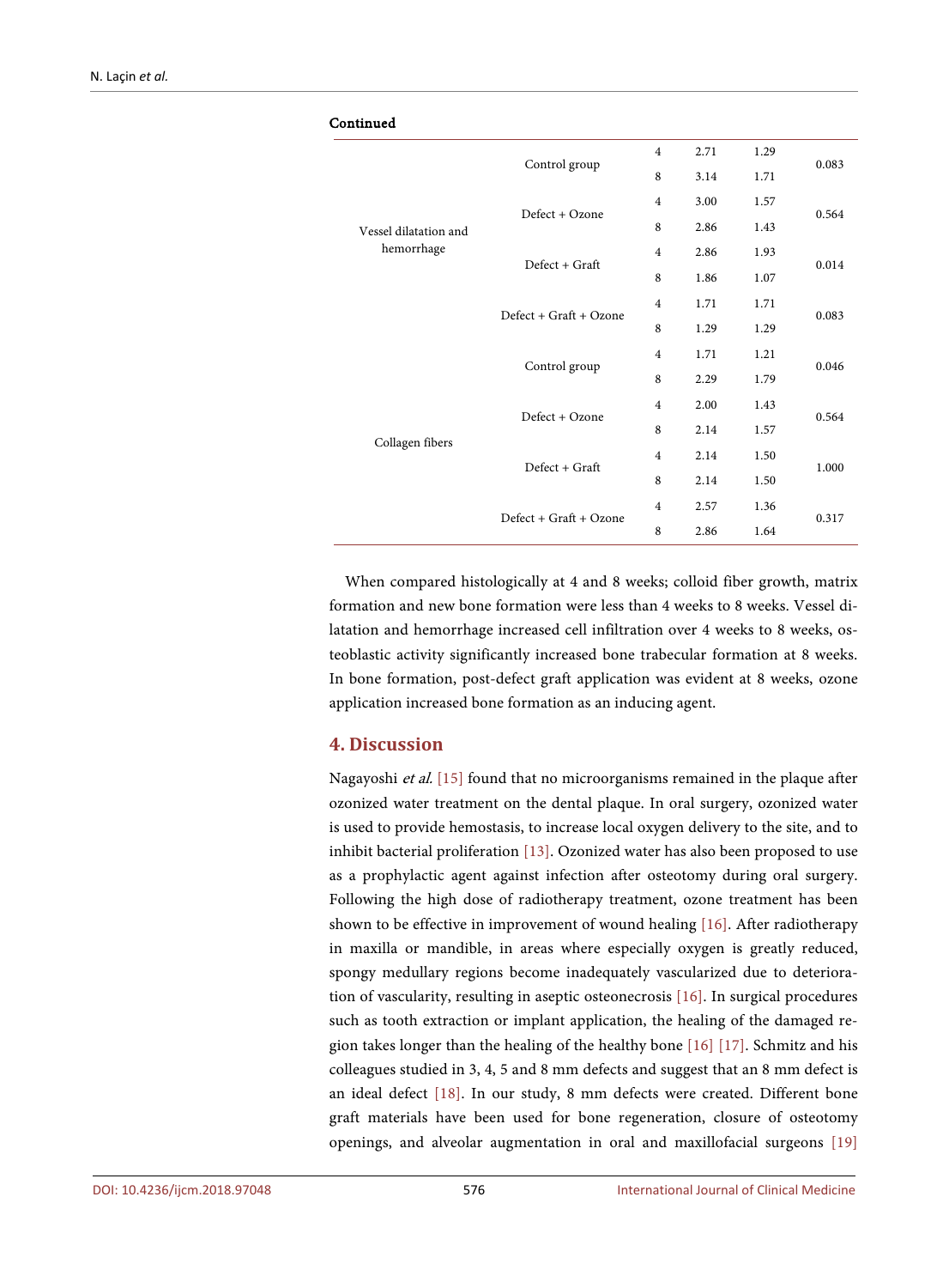**Continued**

| | | | | | |
|---|---|---|---|---|---|
| Vessel dilatation and hemorrhage | Control group | 4 | 2.71 | 1.29 | 0.083 |
| | | 8 | 3.14 | 1.71 | |
| | Defect + Ozone | 4 | 3.00 | 1.57 | 0.564 |
| | | 8 | 2.86 | 1.43 | |
| | Defect + Graft | 4 | 2.86 | 1.93 | 0.014 |
| | | 8 | 1.86 | 1.07 | |
| | Defect + Graft + Ozone | 4 | 1.71 | 1.71 | 0.083 |
| | | 8 | 1.29 | 1.29 | |
| Collagen fibers | Control group | 4 | 1.71 | 1.21 | 0.046 |
| | | 8 | 2.29 | 1.79 | |
| | Defect + Ozone | 4 | 2.00 | 1.43 | 0.564 |
| | | 8 | 2.14 | 1.57 | |
| | Defect + Graft | 4 | 2.14 | 1.50 | 1.000 |
| | | 8 | 2.14 | 1.50 | |
| | Defect + Graft + Ozone | 4 | 2.57 | 1.36 | 0.317 |
| | | 8 | 2.86 | 1.64 | |

When compared histologically at 4 and 8 weeks; colloid fiber growth, matrix formation and new bone formation were less than 4 weeks to 8 weeks. Vessel dilatation and hemorrhage increased cell infiltration over 4 weeks to 8 weeks, osteoblastic activity significantly increased bone trabecular formation at 8 weeks. In bone formation, post-defect graft application was evident at 8 weeks, ozone application increased bone formation as an inducing agent.

## 4. Discussion

Nagayoshi *et al.* [15] found that no microorganisms remained in the plaque after ozonized water treatment on the dental plaque. In oral surgery, ozonized water is used to provide hemostasis, to increase local oxygen delivery to the site, and to inhibit bacterial proliferation [13]. Ozonized water has also been proposed to use as a prophylactic agent against infection after osteotomy during oral surgery. Following the high dose of radiotherapy treatment, ozone treatment has been shown to be effective in improvement of wound healing [16]. After radiotherapy in maxilla or mandible, in areas where especially oxygen is greatly reduced, spongy medullary regions become inadequately vascularized due to deterioration of vascularity, resulting in aseptic osteonecrosis [16]. In surgical procedures such as tooth extraction or implant application, the healing of the damaged region takes longer than the healing of the healthy bone [16] [17]. Schmitz and his colleagues studied in 3, 4, 5 and 8 mm defects and suggest that an 8 mm defect is an ideal defect [18]. In our study, 8 mm defects were created. Different bone graft materials have been used for bone regeneration, closure of osteotomy openings, and alveolar augmentation in oral and maxillofacial surgeons [19]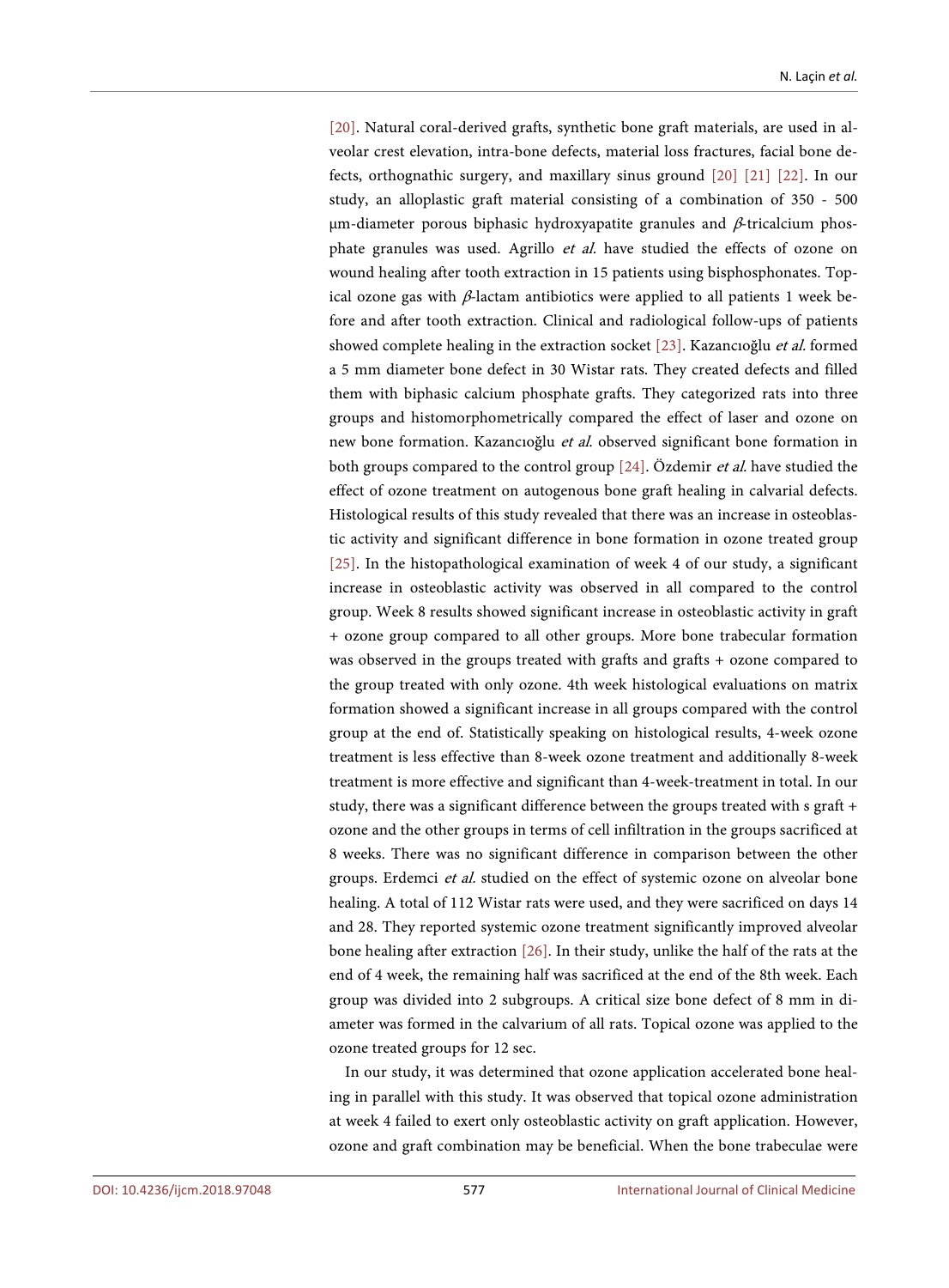[20]. Natural coral-derived grafts, synthetic bone graft materials, are used in alveolar crest elevation, intra-bone defects, material loss fractures, facial bone defects, orthognathic surgery, and maxillary sinus ground [20] [21] [22]. In our study, an alloplastic graft material consisting of a combination of 350 - 500 µm-diameter porous biphasic hydroxyapatite granules and $\beta$-tricalcium phosphate granules was used. Agrillo *et al.* have studied the effects of ozone on wound healing after tooth extraction in 15 patients using bisphosphonates. Topical ozone gas with $\beta$-lactam antibiotics were applied to all patients 1 week before and after tooth extraction. Clinical and radiological follow-ups of patients showed complete healing in the extraction socket [23]. Kazancıoğlu *et al.* formed a 5 mm diameter bone defect in 30 Wistar rats. They created defects and filled them with biphasic calcium phosphate grafts. They categorized rats into three groups and histomorphometrically compared the effect of laser and ozone on new bone formation. Kazancıoğlu *et al.* observed significant bone formation in both groups compared to the control group [24]. Özdemir *et al.* have studied the effect of ozone treatment on autogenous bone graft healing in calvarial defects. Histological results of this study revealed that there was an increase in osteoblastic activity and significant difference in bone formation in ozone treated group [25]. In the histopathological examination of week 4 of our study, a significant increase in osteoblastic activity was observed in all compared to the control group. Week 8 results showed significant increase in osteoblastic activity in graft + ozone group compared to all other groups. More bone trabecular formation was observed in the groups treated with grafts and grafts + ozone compared to the group treated with only ozone. 4th week histological evaluations on matrix formation showed a significant increase in all groups compared with the control group at the end of. Statistically speaking on histological results, 4-week ozone treatment is less effective than 8-week ozone treatment and additionally 8-week treatment is more effective and significant than 4-week-treatment in total. In our study, there was a significant difference between the groups treated with s graft + ozone and the other groups in terms of cell infiltration in the groups sacrificed at 8 weeks. There was no significant difference in comparison between the other groups. Erdemci *et al.* studied on the effect of systemic ozone on alveolar bone healing. A total of 112 Wistar rats were used, and they were sacrificed on days 14 and 28. They reported systemic ozone treatment significantly improved alveolar bone healing after extraction [26]. In their study, unlike the half of the rats at the end of 4 week, the remaining half was sacrificed at the end of the 8th week. Each group was divided into 2 subgroups. A critical size bone defect of 8 mm in diameter was formed in the calvarium of all rats. Topical ozone was applied to the ozone treated groups for 12 sec.

In our study, it was determined that ozone application accelerated bone healing in parallel with this study. It was observed that topical ozone administration at week 4 failed to exert only osteoblastic activity on graft application. However, ozone and graft combination may be beneficial. When the bone trabeculae were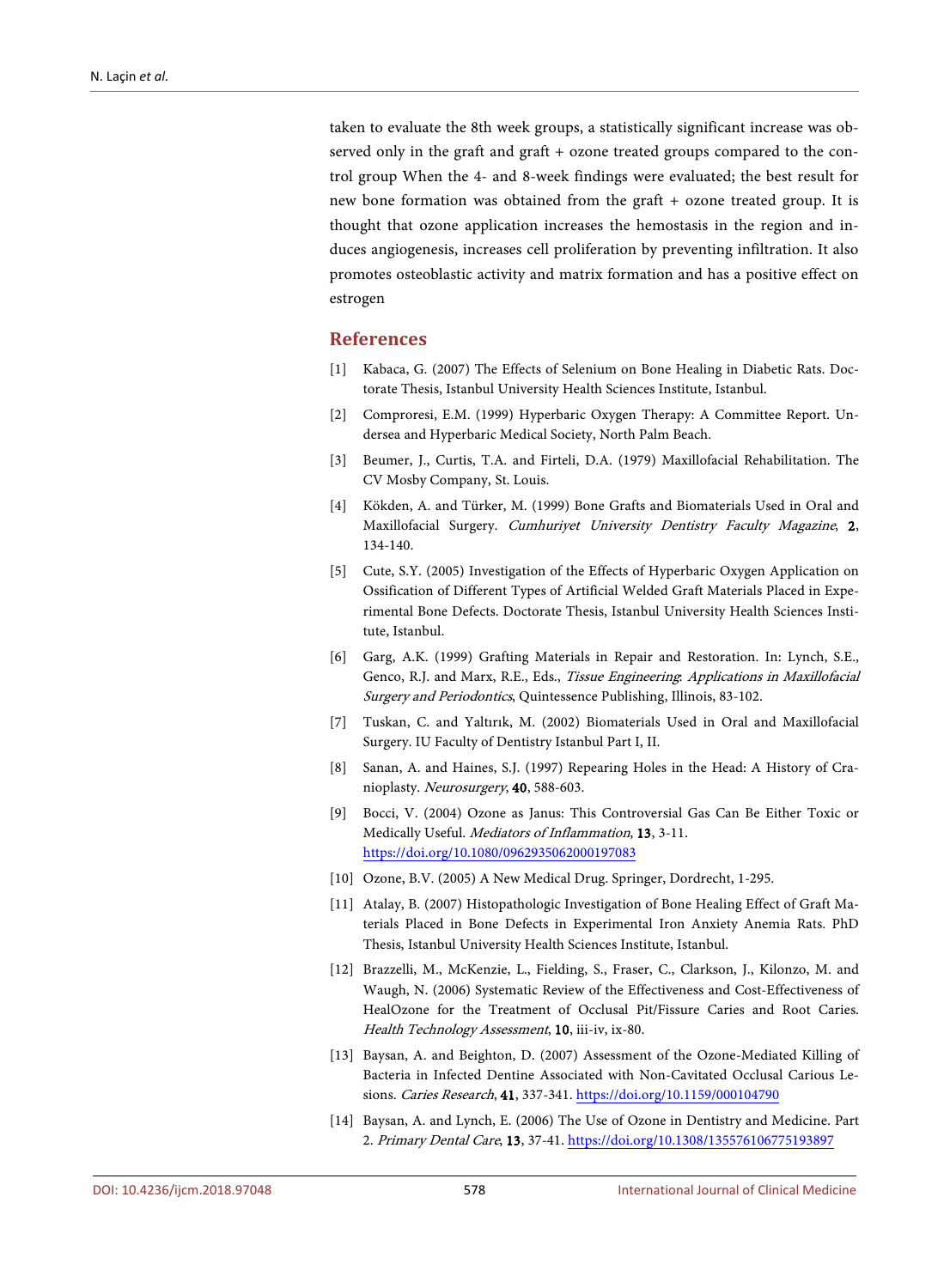taken to evaluate the 8th week groups, a statistically significant increase was observed only in the graft and graft + ozone treated groups compared to the control group When the 4- and 8-week findings were evaluated; the best result for new bone formation was obtained from the graft + ozone treated group. It is thought that ozone application increases the hemostasis in the region and induces angiogenesis, increases cell proliferation by preventing infiltration. It also promotes osteoblastic activity and matrix formation and has a positive effect on estrogen

## References

[1] Kabaca, G. (2007) The Effects of Selenium on Bone Healing in Diabetic Rats. Doctorate Thesis, Istanbul University Health Sciences Institute, Istanbul.

[2] Comproresi, E.M. (1999) Hyperbaric Oxygen Therapy: A Committee Report. Undersea and Hyperbaric Medical Society, North Palm Beach.

[3] Beumer, J., Curtis, T.A. and Firteli, D.A. (1979) Maxillofacial Rehabilitation. The CV Mosby Company, St. Louis.

[4] Kökden, A. and Türker, M. (1999) Bone Grafts and Biomaterials Used in Oral and Maxillofacial Surgery. *Cumhuriyet University Dentistry Faculty Magazine*, **2**, 134-140.

[5] Cute, S.Y. (2005) Investigation of the Effects of Hyperbaric Oxygen Application on Ossification of Different Types of Artificial Welded Graft Materials Placed in Experimental Bone Defects. Doctorate Thesis, Istanbul University Health Sciences Institute, Istanbul.

[6] Garg, A.K. (1999) Grafting Materials in Repair and Restoration. In: Lynch, S.E., Genco, R.J. and Marx, R.E., Eds., *Tissue Engineering: Applications in Maxillofacial Surgery and Periodontics*, Quintessence Publishing, Illinois, 83-102.

[7] Tuskan, C. and Yaltırık, M. (2002) Biomaterials Used in Oral and Maxillofacial Surgery. IU Faculty of Dentistry Istanbul Part I, II.

[8] Sanan, A. and Haines, S.J. (1997) Repearing Holes in the Head: A History of Cranioplasty. *Neurosurgery*, **40**, 588-603.

[9] Bocci, V. (2004) Ozone as Janus: This Controversial Gas Can Be Either Toxic or Medically Useful. *Mediators of Inflammation*, **13**, 3-11. https://doi.org/10.1080/0962935062000197083

[10] Ozone, B.V. (2005) A New Medical Drug. Springer, Dordrecht, 1-295.

[11] Atalay, B. (2007) Histopathologic Investigation of Bone Healing Effect of Graft Materials Placed in Bone Defects in Experimental Iron Anxiety Anemia Rats. PhD Thesis, Istanbul University Health Sciences Institute, Istanbul.

[12] Brazzelli, M., McKenzie, L., Fielding, S., Fraser, C., Clarkson, J., Kilonzo, M. and Waugh, N. (2006) Systematic Review of the Effectiveness and Cost-Effectiveness of HealOzone for the Treatment of Occlusal Pit/Fissure Caries and Root Caries. *Health Technology Assessment*, **10**, iii-iv, ix-80.

[13] Baysan, A. and Beighton, D. (2007) Assessment of the Ozone-Mediated Killing of Bacteria in Infected Dentine Associated with Non-Cavitated Occlusal Carious Lesions. *Caries Research*, **41**, 337-341. https://doi.org/10.1159/000104790

[14] Baysan, A. and Lynch, E. (2006) The Use of Ozone in Dentistry and Medicine. Part 2. *Primary Dental Care*, **13**, 37-41. https://doi.org/10.1308/135576106775193897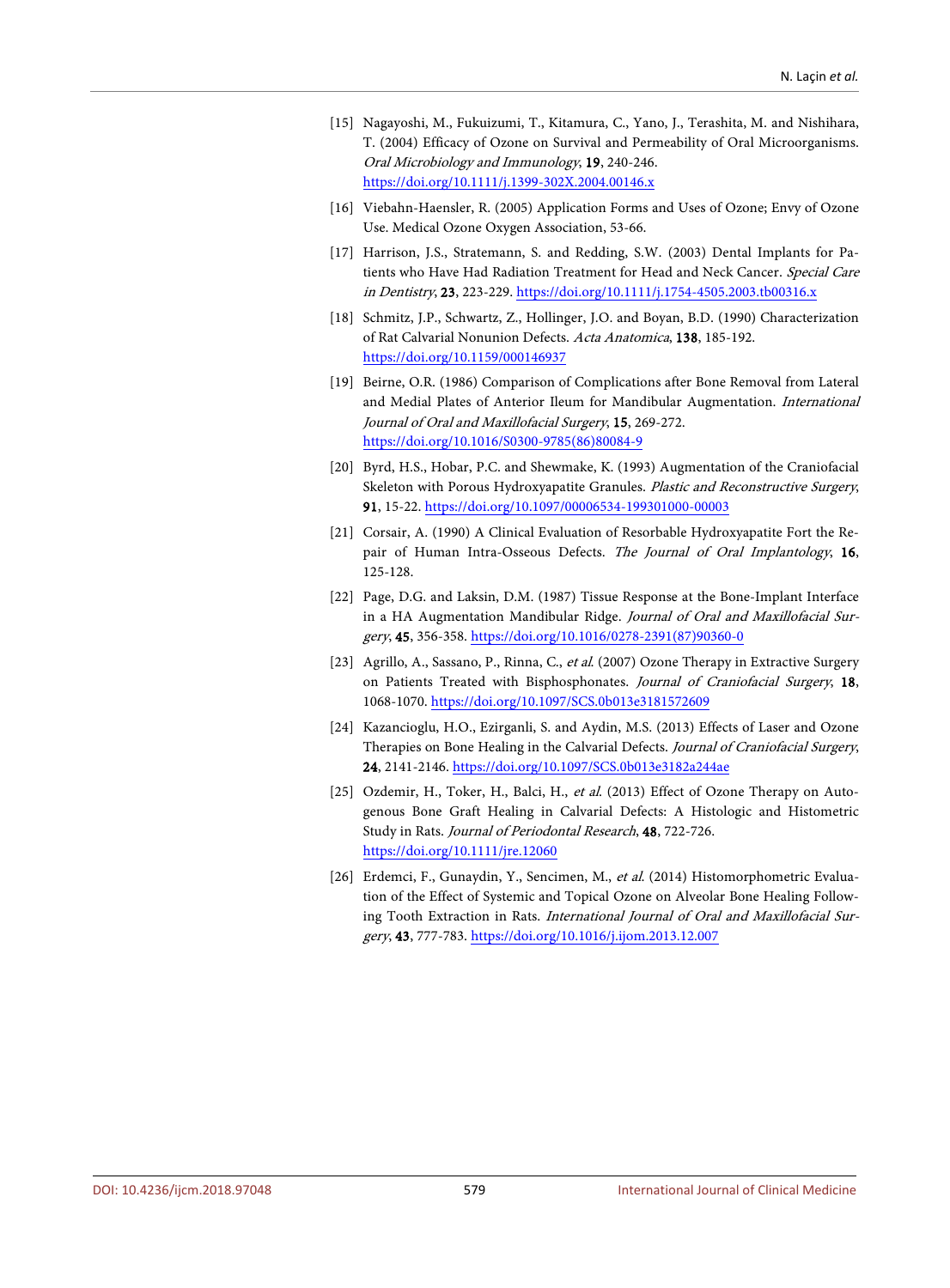[15] Nagayoshi, M., Fukuizumi, T., Kitamura, C., Yano, J., Terashita, M. and Nishihara, T. (2004) Efficacy of Ozone on Survival and Permeability of Oral Microorganisms. *Oral Microbiology and Immunology*, **19**, 240-246. https://doi.org/10.1111/j.1399-302X.2004.00146.x

[16] Viebahn-Haensler, R. (2005) Application Forms and Uses of Ozone; Envy of Ozone Use. Medical Ozone Oxygen Association, 53-66.

[17] Harrison, J.S., Stratemann, S. and Redding, S.W. (2003) Dental Implants for Patients who Have Had Radiation Treatment for Head and Neck Cancer. *Special Care in Dentistry*, **23**, 223-229. https://doi.org/10.1111/j.1754-4505.2003.tb00316.x

[18] Schmitz, J.P., Schwartz, Z., Hollinger, J.O. and Boyan, B.D. (1990) Characterization of Rat Calvarial Nonunion Defects. *Acta Anatomica*, **138**, 185-192. https://doi.org/10.1159/000146937

[19] Beirne, O.R. (1986) Comparison of Complications after Bone Removal from Lateral and Medial Plates of Anterior Ileum for Mandibular Augmentation. *International Journal of Oral and Maxillofacial Surgery*, **15**, 269-272. https://doi.org/10.1016/S0300-9785(86)80084-9

[20] Byrd, H.S., Hobar, P.C. and Shewmake, K. (1993) Augmentation of the Craniofacial Skeleton with Porous Hydroxyapatite Granules. *Plastic and Reconstructive Surgery*, **91**, 15-22. https://doi.org/10.1097/00006534-199301000-00003

[21] Corsair, A. (1990) A Clinical Evaluation of Resorbable Hydroxyapatite Fort the Repair of Human Intra-Osseous Defects. *The Journal of Oral Implantology*, **16**, 125-128.

[22] Page, D.G. and Laksin, D.M. (1987) Tissue Response at the Bone-Implant Interface in a HA Augmentation Mandibular Ridge. *Journal of Oral and Maxillofacial Surgery*, **45**, 356-358. https://doi.org/10.1016/0278-2391(87)90360-0

[23] Agrillo, A., Sassano, P., Rinna, C., *et al*. (2007) Ozone Therapy in Extractive Surgery on Patients Treated with Bisphosphonates. *Journal of Craniofacial Surgery*, **18**, 1068-1070. https://doi.org/10.1097/SCS.0b013e3181572609

[24] Kazancioglu, H.O., Ezirganli, S. and Aydin, M.S. (2013) Effects of Laser and Ozone Therapies on Bone Healing in the Calvarial Defects. *Journal of Craniofacial Surgery*, **24**, 2141-2146. https://doi.org/10.1097/SCS.0b013e3182a244ae

[25] Ozdemir, H., Toker, H., Balci, H., *et al*. (2013) Effect of Ozone Therapy on Autogenous Bone Graft Healing in Calvarial Defects: A Histologic and Histometric Study in Rats. *Journal of Periodontal Research*, **48**, 722-726. https://doi.org/10.1111/jre.12060

[26] Erdemci, F., Gunaydin, Y., Sencimen, M., *et al*. (2014) Histomorphometric Evaluation of the Effect of Systemic and Topical Ozone on Alveolar Bone Healing Following Tooth Extraction in Rats. *International Journal of Oral and Maxillofacial Surgery*, **43**, 777-783. https://doi.org/10.1016/j.ijom.2013.12.007